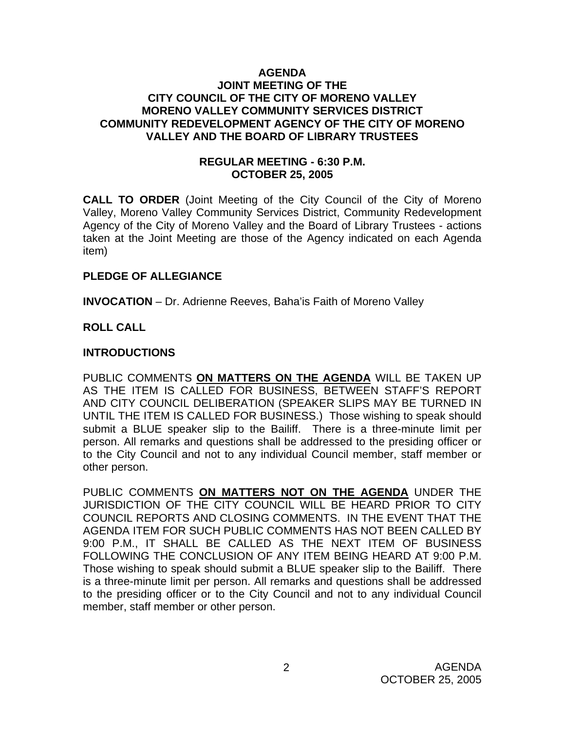# AGENDA
## JOINT MEETING OF THE CITY COUNCIL OF THE CITY OF MORENO VALLEY MORENO VALLEY COMMUNITY SERVICES DISTRICT COMMUNITY REDEVELOPMENT AGENCY OF THE CITY OF MORENO VALLEY AND THE BOARD OF LIBRARY TRUSTEES

### REGULAR MEETING - 6:30 P.M.
### OCTOBER 25, 2005

**CALL TO ORDER** (Joint Meeting of the City Council of the City of Moreno Valley, Moreno Valley Community Services District, Community Redevelopment Agency of the City of Moreno Valley and the Board of Library Trustees - actions taken at the Joint Meeting are those of the Agency indicated on each Agenda item)

**PLEDGE OF ALLEGIANCE**

**INVOCATION** – Dr. Adrienne Reeves, Baha'is Faith of Moreno Valley

**ROLL CALL**

**INTRODUCTIONS**

PUBLIC COMMENTS **ON MATTERS ON THE AGENDA** WILL BE TAKEN UP AS THE ITEM IS CALLED FOR BUSINESS, BETWEEN STAFF'S REPORT AND CITY COUNCIL DELIBERATION (SPEAKER SLIPS MAY BE TURNED IN UNTIL THE ITEM IS CALLED FOR BUSINESS.) Those wishing to speak should submit a BLUE speaker slip to the Bailiff. There is a three-minute limit per person. All remarks and questions shall be addressed to the presiding officer or to the City Council and not to any individual Council member, staff member or other person.

PUBLIC COMMENTS **ON MATTERS NOT ON THE AGENDA** UNDER THE JURISDICTION OF THE CITY COUNCIL WILL BE HEARD PRIOR TO CITY COUNCIL REPORTS AND CLOSING COMMENTS. IN THE EVENT THAT THE AGENDA ITEM FOR SUCH PUBLIC COMMENTS HAS NOT BEEN CALLED BY 9:00 P.M., IT SHALL BE CALLED AS THE NEXT ITEM OF BUSINESS FOLLOWING THE CONCLUSION OF ANY ITEM BEING HEARD AT 9:00 P.M. Those wishing to speak should submit a BLUE speaker slip to the Bailiff. There is a three-minute limit per person. All remarks and questions shall be addressed to the presiding officer or to the City Council and not to any individual Council member, staff member or other person.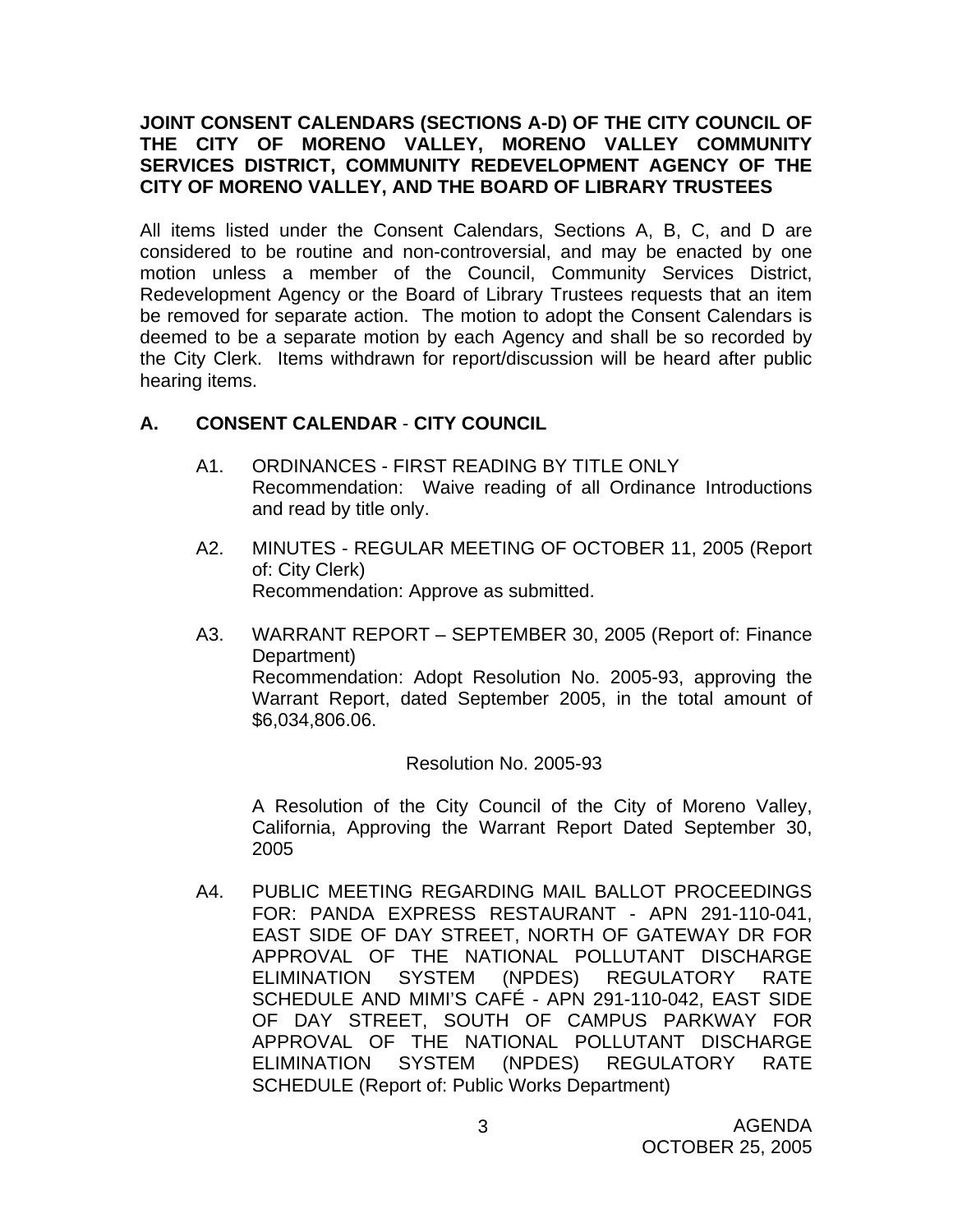**JOINT CONSENT CALENDARS (SECTIONS A-D) OF THE CITY COUNCIL OF THE CITY OF MORENO VALLEY, MORENO VALLEY COMMUNITY SERVICES DISTRICT, COMMUNITY REDEVELOPMENT AGENCY OF THE CITY OF MORENO VALLEY, AND THE BOARD OF LIBRARY TRUSTEES**

All items listed under the Consent Calendars, Sections A, B, C, and D are considered to be routine and non-controversial, and may be enacted by one motion unless a member of the Council, Community Services District, Redevelopment Agency or the Board of Library Trustees requests that an item be removed for separate action. The motion to adopt the Consent Calendars is deemed to be a separate motion by each Agency and shall be so recorded by the City Clerk. Items withdrawn for report/discussion will be heard after public hearing items.

## A. CONSENT CALENDAR - CITY COUNCIL

A1. ORDINANCES - FIRST READING BY TITLE ONLY
Recommendation: Waive reading of all Ordinance Introductions and read by title only.

A2. MINUTES - REGULAR MEETING OF OCTOBER 11, 2005 (Report of: City Clerk)
Recommendation: Approve as submitted.

A3. WARRANT REPORT – SEPTEMBER 30, 2005 (Report of: Finance Department)
Recommendation: Adopt Resolution No. 2005-93, approving the Warrant Report, dated September 2005, in the total amount of $6,034,806.06.

Resolution No. 2005-93

A Resolution of the City Council of the City of Moreno Valley, California, Approving the Warrant Report Dated September 30, 2005

A4. PUBLIC MEETING REGARDING MAIL BALLOT PROCEEDINGS FOR: PANDA EXPRESS RESTAURANT - APN 291-110-041, EAST SIDE OF DAY STREET, NORTH OF GATEWAY DR FOR APPROVAL OF THE NATIONAL POLLUTANT DISCHARGE ELIMINATION SYSTEM (NPDES) REGULATORY RATE SCHEDULE AND MIMI'S CAFÉ - APN 291-110-042, EAST SIDE OF DAY STREET, SOUTH OF CAMPUS PARKWAY FOR APPROVAL OF THE NATIONAL POLLUTANT DISCHARGE ELIMINATION SYSTEM (NPDES) REGULATORY RATE SCHEDULE (Report of: Public Works Department)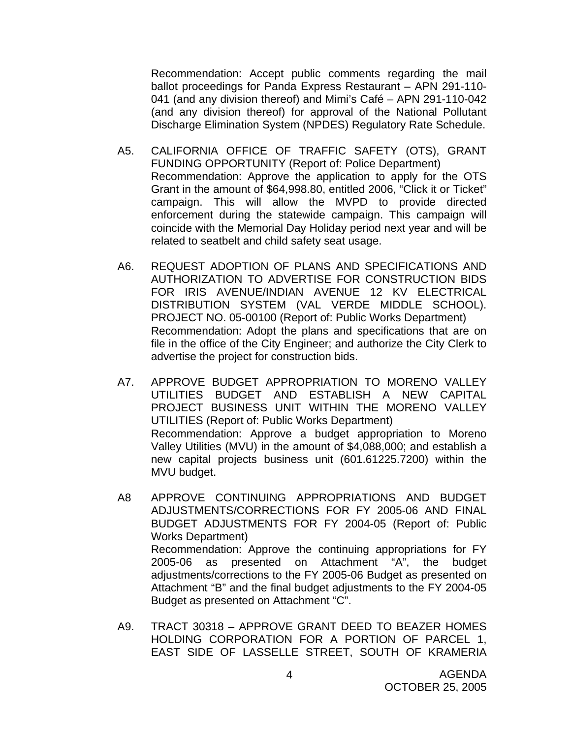Recommendation: Accept public comments regarding the mail ballot proceedings for Panda Express Restaurant – APN 291-110-041 (and any division thereof) and Mimi's Café – APN 291-110-042 (and any division thereof) for approval of the National Pollutant Discharge Elimination System (NPDES) Regulatory Rate Schedule.

A5. CALIFORNIA OFFICE OF TRAFFIC SAFETY (OTS), GRANT FUNDING OPPORTUNITY (Report of: Police Department)
Recommendation: Approve the application to apply for the OTS Grant in the amount of $64,998.80, entitled 2006, "Click it or Ticket" campaign. This will allow the MVPD to provide directed enforcement during the statewide campaign. This campaign will coincide with the Memorial Day Holiday period next year and will be related to seatbelt and child safety seat usage.

A6. REQUEST ADOPTION OF PLANS AND SPECIFICATIONS AND AUTHORIZATION TO ADVERTISE FOR CONSTRUCTION BIDS FOR IRIS AVENUE/INDIAN AVENUE 12 KV ELECTRICAL DISTRIBUTION SYSTEM (VAL VERDE MIDDLE SCHOOL). PROJECT NO. 05-00100 (Report of: Public Works Department)
Recommendation: Adopt the plans and specifications that are on file in the office of the City Engineer; and authorize the City Clerk to advertise the project for construction bids.

A7. APPROVE BUDGET APPROPRIATION TO MORENO VALLEY UTILITIES BUDGET AND ESTABLISH A NEW CAPITAL PROJECT BUSINESS UNIT WITHIN THE MORENO VALLEY UTILITIES (Report of: Public Works Department)
Recommendation: Approve a budget appropriation to Moreno Valley Utilities (MVU) in the amount of $4,088,000; and establish a new capital projects business unit (601.61225.7200) within the MVU budget.

A8 APPROVE CONTINUING APPROPRIATIONS AND BUDGET ADJUSTMENTS/CORRECTIONS FOR FY 2005-06 AND FINAL BUDGET ADJUSTMENTS FOR FY 2004-05 (Report of: Public Works Department)
Recommendation: Approve the continuing appropriations for FY 2005-06 as presented on Attachment "A", the budget adjustments/corrections to the FY 2005-06 Budget as presented on Attachment "B" and the final budget adjustments to the FY 2004-05 Budget as presented on Attachment "C".

A9. TRACT 30318 – APPROVE GRANT DEED TO BEAZER HOMES HOLDING CORPORATION FOR A PORTION OF PARCEL 1, EAST SIDE OF LASSELLE STREET, SOUTH OF KRAMERIA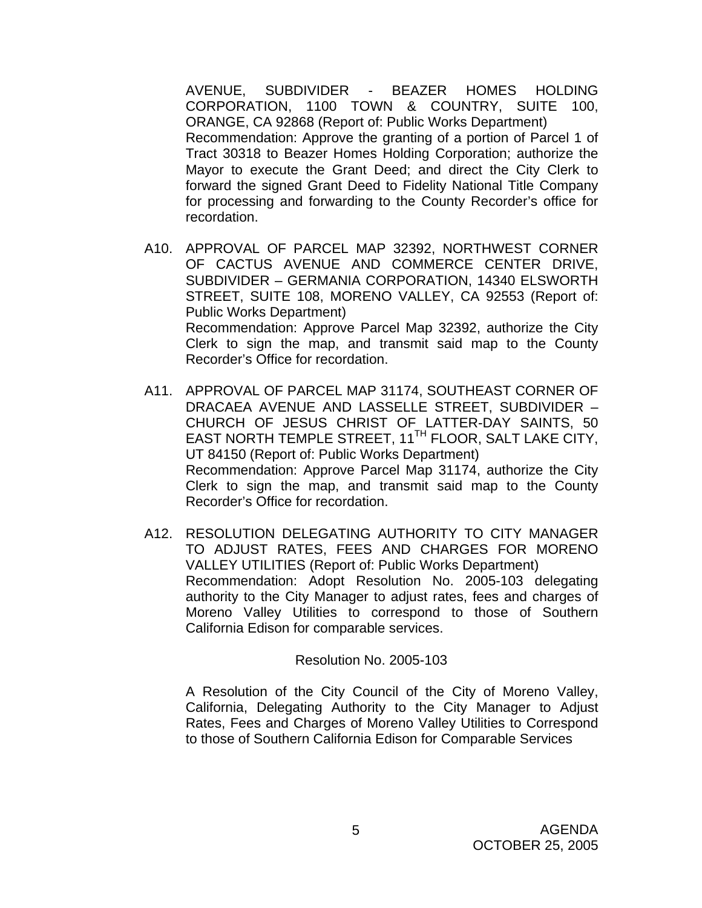AVENUE, SUBDIVIDER - BEAZER HOMES HOLDING CORPORATION, 1100 TOWN & COUNTRY, SUITE 100, ORANGE, CA 92868 (Report of: Public Works Department)
Recommendation: Approve the granting of a portion of Parcel 1 of Tract 30318 to Beazer Homes Holding Corporation; authorize the Mayor to execute the Grant Deed; and direct the City Clerk to forward the signed Grant Deed to Fidelity National Title Company for processing and forwarding to the County Recorder's office for recordation.

A10. APPROVAL OF PARCEL MAP 32392, NORTHWEST CORNER OF CACTUS AVENUE AND COMMERCE CENTER DRIVE, SUBDIVIDER – GERMANIA CORPORATION, 14340 ELSWORTH STREET, SUITE 108, MORENO VALLEY, CA 92553 (Report of: Public Works Department)
Recommendation: Approve Parcel Map 32392, authorize the City Clerk to sign the map, and transmit said map to the County Recorder's Office for recordation.

A11. APPROVAL OF PARCEL MAP 31174, SOUTHEAST CORNER OF DRACAEA AVENUE AND LASSELLE STREET, SUBDIVIDER – CHURCH OF JESUS CHRIST OF LATTER-DAY SAINTS, 50 EAST NORTH TEMPLE STREET, 11TH FLOOR, SALT LAKE CITY, UT 84150 (Report of: Public Works Department)
Recommendation: Approve Parcel Map 31174, authorize the City Clerk to sign the map, and transmit said map to the County Recorder's Office for recordation.

A12. RESOLUTION DELEGATING AUTHORITY TO CITY MANAGER TO ADJUST RATES, FEES AND CHARGES FOR MORENO VALLEY UTILITIES (Report of: Public Works Department)
Recommendation: Adopt Resolution No. 2005-103 delegating authority to the City Manager to adjust rates, fees and charges of Moreno Valley Utilities to correspond to those of Southern California Edison for comparable services.

Resolution No. 2005-103

A Resolution of the City Council of the City of Moreno Valley, California, Delegating Authority to the City Manager to Adjust Rates, Fees and Charges of Moreno Valley Utilities to Correspond to those of Southern California Edison for Comparable Services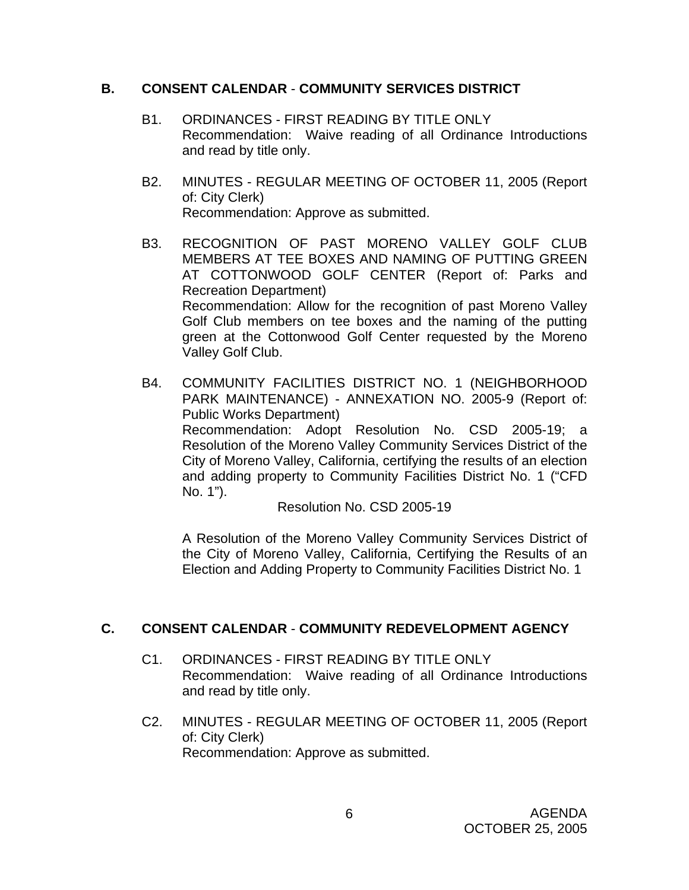## B. CONSENT CALENDAR - COMMUNITY SERVICES DISTRICT

B1. ORDINANCES - FIRST READING BY TITLE ONLY
Recommendation: Waive reading of all Ordinance Introductions and read by title only.

B2. MINUTES - REGULAR MEETING OF OCTOBER 11, 2005 (Report of: City Clerk)
Recommendation: Approve as submitted.

B3. RECOGNITION OF PAST MORENO VALLEY GOLF CLUB MEMBERS AT TEE BOXES AND NAMING OF PUTTING GREEN AT COTTONWOOD GOLF CENTER (Report of: Parks and Recreation Department)
Recommendation: Allow for the recognition of past Moreno Valley Golf Club members on tee boxes and the naming of the putting green at the Cottonwood Golf Center requested by the Moreno Valley Golf Club.

B4. COMMUNITY FACILITIES DISTRICT NO. 1 (NEIGHBORHOOD PARK MAINTENANCE) - ANNEXATION NO. 2005-9 (Report of: Public Works Department)
Recommendation: Adopt Resolution No. CSD 2005-19; a Resolution of the Moreno Valley Community Services District of the City of Moreno Valley, California, certifying the results of an election and adding property to Community Facilities District No. 1 ("CFD No. 1").

Resolution No. CSD 2005-19

A Resolution of the Moreno Valley Community Services District of the City of Moreno Valley, California, Certifying the Results of an Election and Adding Property to Community Facilities District No. 1

## C. CONSENT CALENDAR - COMMUNITY REDEVELOPMENT AGENCY

C1. ORDINANCES - FIRST READING BY TITLE ONLY
Recommendation: Waive reading of all Ordinance Introductions and read by title only.

C2. MINUTES - REGULAR MEETING OF OCTOBER 11, 2005 (Report of: City Clerk)
Recommendation: Approve as submitted.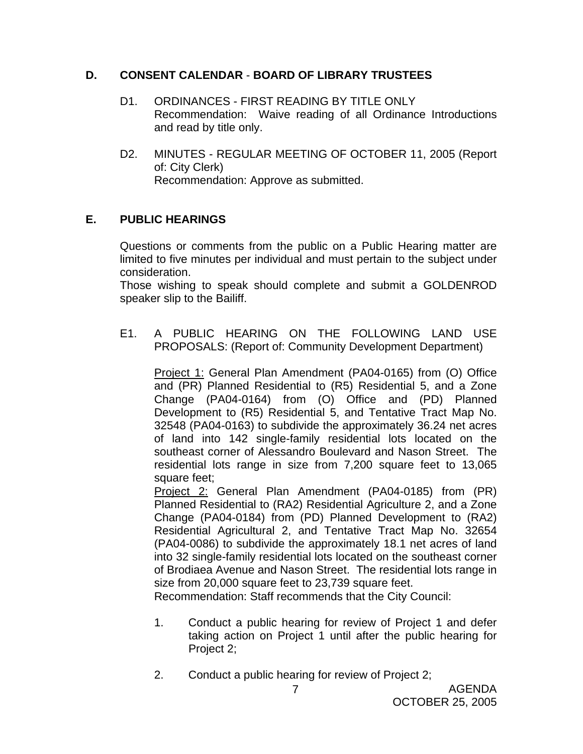## D. CONSENT CALENDAR - BOARD OF LIBRARY TRUSTEES

D1. ORDINANCES - FIRST READING BY TITLE ONLY
Recommendation: Waive reading of all Ordinance Introductions and read by title only.

D2. MINUTES - REGULAR MEETING OF OCTOBER 11, 2005 (Report of: City Clerk)
Recommendation: Approve as submitted.

## E. PUBLIC HEARINGS

Questions or comments from the public on a Public Hearing matter are limited to five minutes per individual and must pertain to the subject under consideration.
Those wishing to speak should complete and submit a GOLDENROD speaker slip to the Bailiff.

E1. A PUBLIC HEARING ON THE FOLLOWING LAND USE PROPOSALS: (Report of: Community Development Department)

<u>Project 1:</u> General Plan Amendment (PA04-0165) from (O) Office and (PR) Planned Residential to (R5) Residential 5, and a Zone Change (PA04-0164) from (O) Office and (PD) Planned Development to (R5) Residential 5, and Tentative Tract Map No. 32548 (PA04-0163) to subdivide the approximately 36.24 net acres of land into 142 single-family residential lots located on the southeast corner of Alessandro Boulevard and Nason Street. The residential lots range in size from 7,200 square feet to 13,065 square feet;
<u>Project 2:</u> General Plan Amendment (PA04-0185) from (PR) Planned Residential to (RA2) Residential Agriculture 2, and a Zone Change (PA04-0184) from (PD) Planned Development to (RA2) Residential Agricultural 2, and Tentative Tract Map No. 32654 (PA04-0086) to subdivide the approximately 18.1 net acres of land into 32 single-family residential lots located on the southeast corner of Brodiaea Avenue and Nason Street. The residential lots range in size from 20,000 square feet to 23,739 square feet.
Recommendation: Staff recommends that the City Council:

1. Conduct a public hearing for review of Project 1 and defer taking action on Project 1 until after the public hearing for Project 2;

2. Conduct a public hearing for review of Project 2;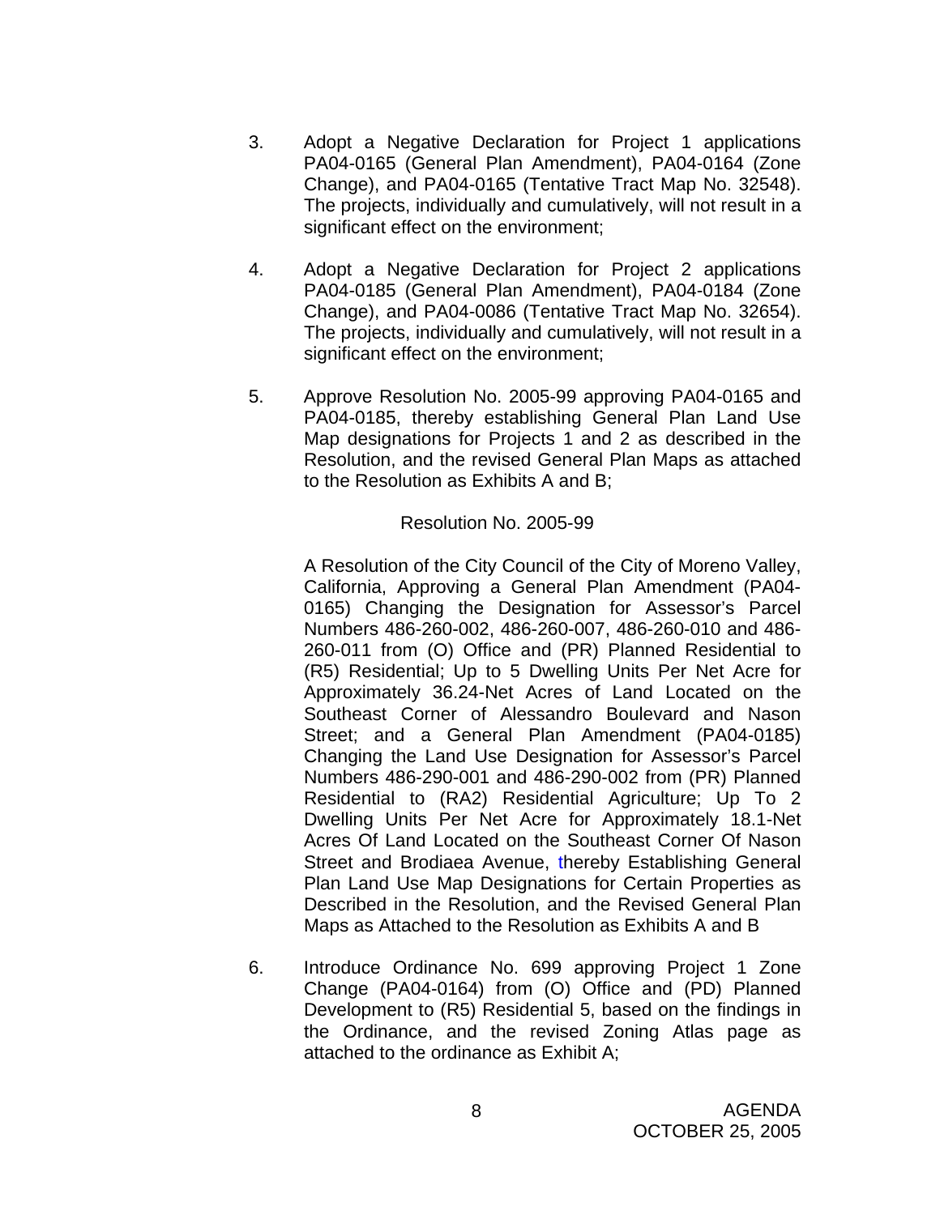3. Adopt a Negative Declaration for Project 1 applications PA04-0165 (General Plan Amendment), PA04-0164 (Zone Change), and PA04-0165 (Tentative Tract Map No. 32548). The projects, individually and cumulatively, will not result in a significant effect on the environment;

4. Adopt a Negative Declaration for Project 2 applications PA04-0185 (General Plan Amendment), PA04-0184 (Zone Change), and PA04-0086 (Tentative Tract Map No. 32654). The projects, individually and cumulatively, will not result in a significant effect on the environment;

5. Approve Resolution No. 2005-99 approving PA04-0165 and PA04-0185, thereby establishing General Plan Land Use Map designations for Projects 1 and 2 as described in the Resolution, and the revised General Plan Maps as attached to the Resolution as Exhibits A and B;

   Resolution No. 2005-99

   A Resolution of the City Council of the City of Moreno Valley, California, Approving a General Plan Amendment (PA04-0165) Changing the Designation for Assessor's Parcel Numbers 486-260-002, 486-260-007, 486-260-010 and 486-260-011 from (O) Office and (PR) Planned Residential to (R5) Residential; Up to 5 Dwelling Units Per Net Acre for Approximately 36.24-Net Acres of Land Located on the Southeast Corner of Alessandro Boulevard and Nason Street; and a General Plan Amendment (PA04-0185) Changing the Land Use Designation for Assessor's Parcel Numbers 486-290-001 and 486-290-002 from (PR) Planned Residential to (RA2) Residential Agriculture; Up To 2 Dwelling Units Per Net Acre for Approximately 18.1-Net Acres Of Land Located on the Southeast Corner Of Nason Street and Brodiaea Avenue, thereby Establishing General Plan Land Use Map Designations for Certain Properties as Described in the Resolution, and the Revised General Plan Maps as Attached to the Resolution as Exhibits A and B

6. Introduce Ordinance No. 699 approving Project 1 Zone Change (PA04-0164) from (O) Office and (PD) Planned Development to (R5) Residential 5, based on the findings in the Ordinance, and the revised Zoning Atlas page as attached to the ordinance as Exhibit A;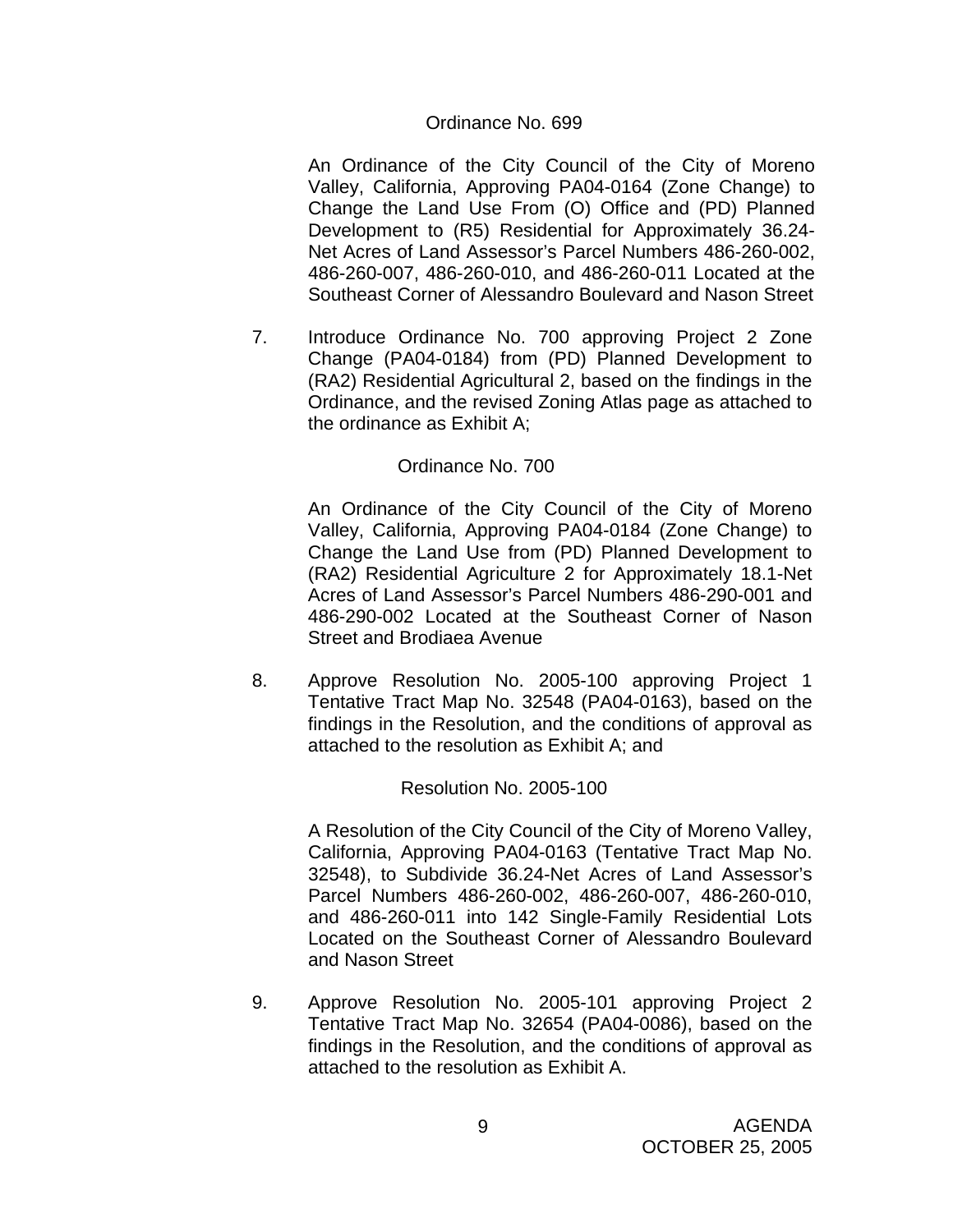Ordinance No. 699

An Ordinance of the City Council of the City of Moreno Valley, California, Approving PA04-0164 (Zone Change) to Change the Land Use From (O) Office and (PD) Planned Development to (R5) Residential for Approximately 36.24-Net Acres of Land Assessor's Parcel Numbers 486-260-002, 486-260-007, 486-260-010, and 486-260-011 Located at the Southeast Corner of Alessandro Boulevard and Nason Street

7. Introduce Ordinance No. 700 approving Project 2 Zone Change (PA04-0184) from (PD) Planned Development to (RA2) Residential Agricultural 2, based on the findings in the Ordinance, and the revised Zoning Atlas page as attached to the ordinance as Exhibit A;

   Ordinance No. 700

   An Ordinance of the City Council of the City of Moreno Valley, California, Approving PA04-0184 (Zone Change) to Change the Land Use from (PD) Planned Development to (RA2) Residential Agriculture 2 for Approximately 18.1-Net Acres of Land Assessor's Parcel Numbers 486-290-001 and 486-290-002 Located at the Southeast Corner of Nason Street and Brodiaea Avenue

8. Approve Resolution No. 2005-100 approving Project 1 Tentative Tract Map No. 32548 (PA04-0163), based on the findings in the Resolution, and the conditions of approval as attached to the resolution as Exhibit A; and

   Resolution No. 2005-100

   A Resolution of the City Council of the City of Moreno Valley, California, Approving PA04-0163 (Tentative Tract Map No. 32548), to Subdivide 36.24-Net Acres of Land Assessor's Parcel Numbers 486-260-002, 486-260-007, 486-260-010, and 486-260-011 into 142 Single-Family Residential Lots Located on the Southeast Corner of Alessandro Boulevard and Nason Street

9. Approve Resolution No. 2005-101 approving Project 2 Tentative Tract Map No. 32654 (PA04-0086), based on the findings in the Resolution, and the conditions of approval as attached to the resolution as Exhibit A.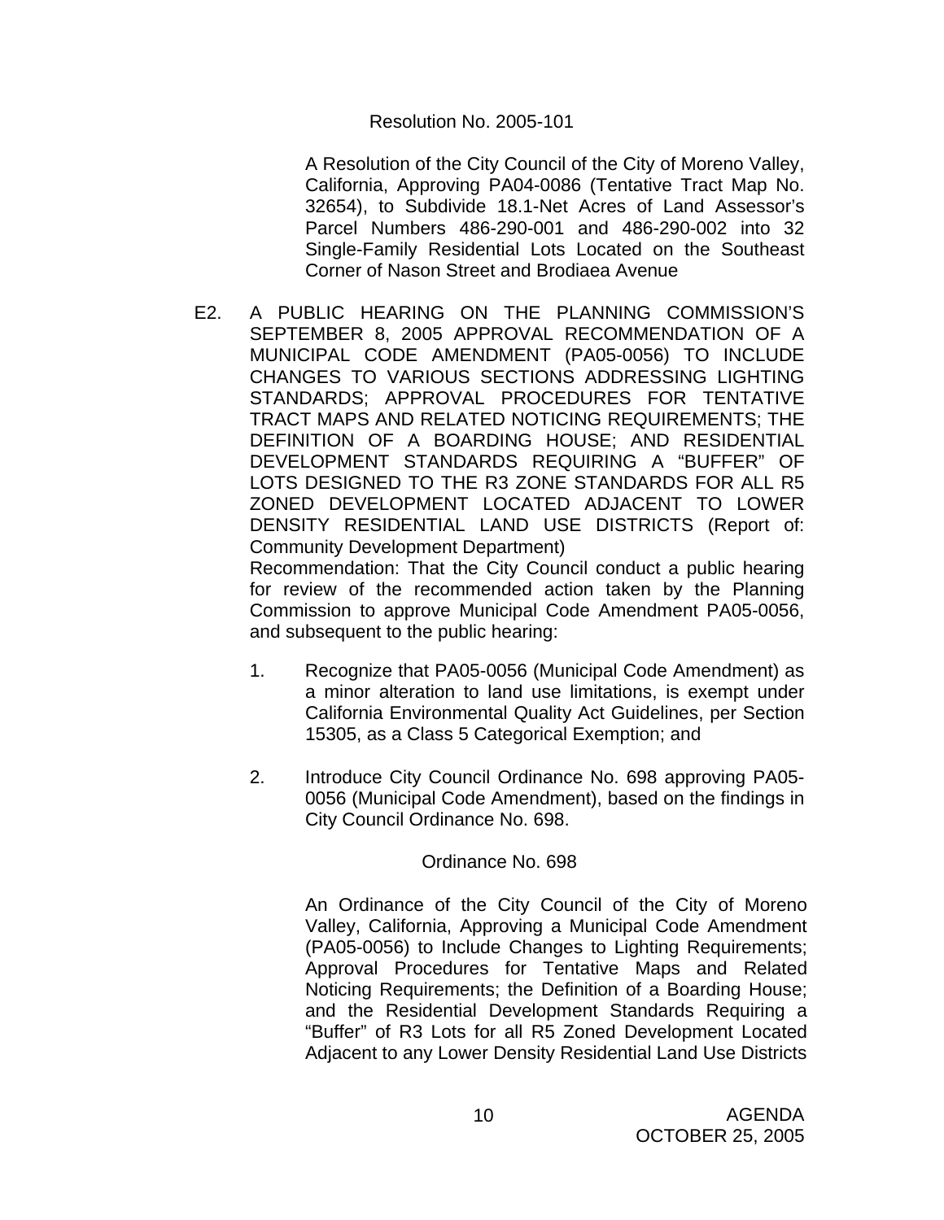Resolution No. 2005-101

A Resolution of the City Council of the City of Moreno Valley, California, Approving PA04-0086 (Tentative Tract Map No. 32654), to Subdivide 18.1-Net Acres of Land Assessor's Parcel Numbers 486-290-001 and 486-290-002 into 32 Single-Family Residential Lots Located on the Southeast Corner of Nason Street and Brodiaea Avenue

E2. A PUBLIC HEARING ON THE PLANNING COMMISSION'S SEPTEMBER 8, 2005 APPROVAL RECOMMENDATION OF A MUNICIPAL CODE AMENDMENT (PA05-0056) TO INCLUDE CHANGES TO VARIOUS SECTIONS ADDRESSING LIGHTING STANDARDS; APPROVAL PROCEDURES FOR TENTATIVE TRACT MAPS AND RELATED NOTICING REQUIREMENTS; THE DEFINITION OF A BOARDING HOUSE; AND RESIDENTIAL DEVELOPMENT STANDARDS REQUIRING A "BUFFER" OF LOTS DESIGNED TO THE R3 ZONE STANDARDS FOR ALL R5 ZONED DEVELOPMENT LOCATED ADJACENT TO LOWER DENSITY RESIDENTIAL LAND USE DISTRICTS (Report of: Community Development Department)

Recommendation: That the City Council conduct a public hearing for review of the recommended action taken by the Planning Commission to approve Municipal Code Amendment PA05-0056, and subsequent to the public hearing:

1. Recognize that PA05-0056 (Municipal Code Amendment) as a minor alteration to land use limitations, is exempt under California Environmental Quality Act Guidelines, per Section 15305, as a Class 5 Categorical Exemption; and

2. Introduce City Council Ordinance No. 698 approving PA05-0056 (Municipal Code Amendment), based on the findings in City Council Ordinance No. 698.

Ordinance No. 698

An Ordinance of the City Council of the City of Moreno Valley, California, Approving a Municipal Code Amendment (PA05-0056) to Include Changes to Lighting Requirements; Approval Procedures for Tentative Maps and Related Noticing Requirements; the Definition of a Boarding House; and the Residential Development Standards Requiring a "Buffer" of R3 Lots for all R5 Zoned Development Located Adjacent to any Lower Density Residential Land Use Districts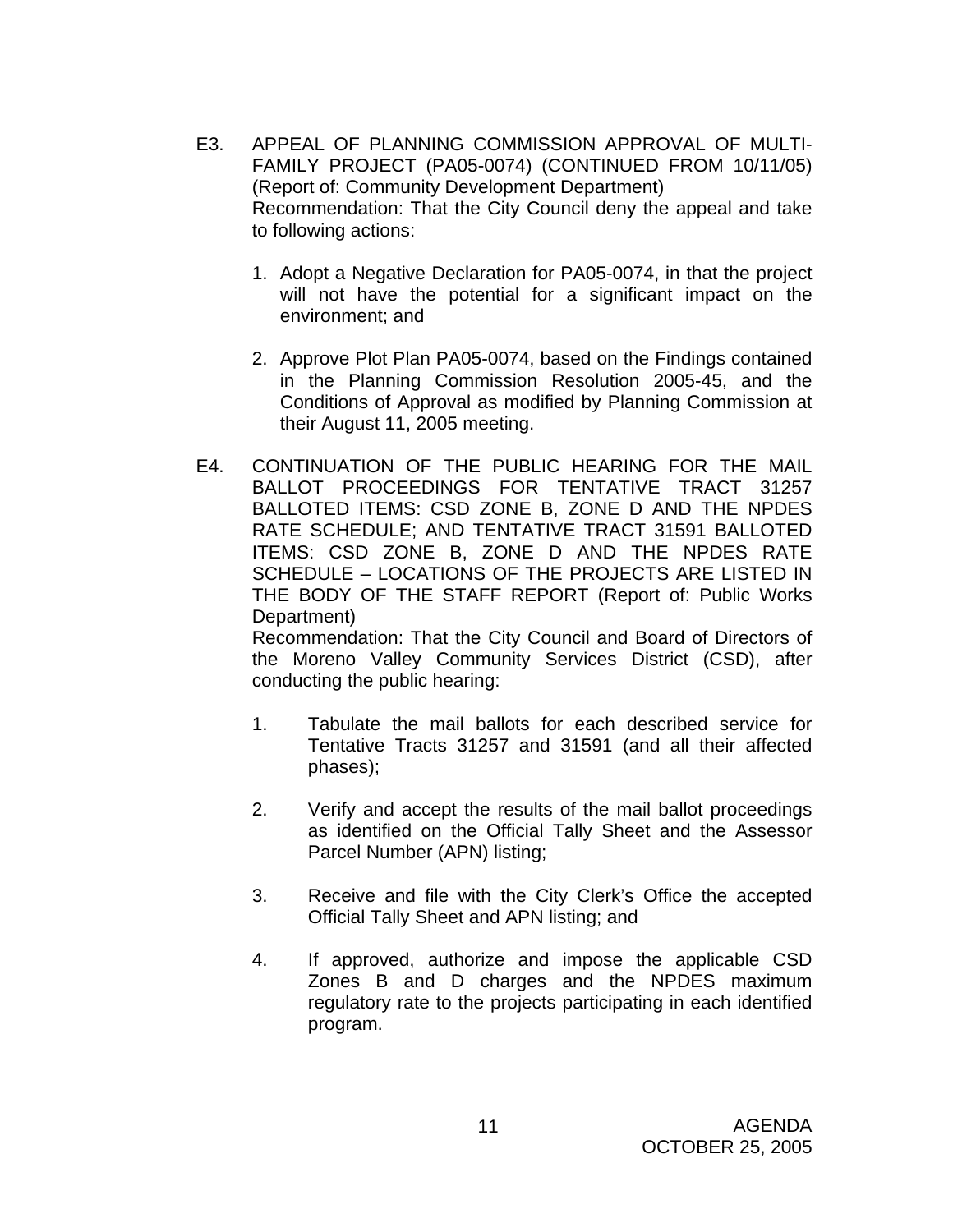E3. APPEAL OF PLANNING COMMISSION APPROVAL OF MULTI-FAMILY PROJECT (PA05-0074) (CONTINUED FROM 10/11/05) (Report of: Community Development Department)
Recommendation: That the City Council deny the appeal and take to following actions:

1. Adopt a Negative Declaration for PA05-0074, in that the project will not have the potential for a significant impact on the environment; and

2. Approve Plot Plan PA05-0074, based on the Findings contained in the Planning Commission Resolution 2005-45, and the Conditions of Approval as modified by Planning Commission at their August 11, 2005 meeting.

E4. CONTINUATION OF THE PUBLIC HEARING FOR THE MAIL BALLOT PROCEEDINGS FOR TENTATIVE TRACT 31257 BALLOTED ITEMS: CSD ZONE B, ZONE D AND THE NPDES RATE SCHEDULE; AND TENTATIVE TRACT 31591 BALLOTED ITEMS: CSD ZONE B, ZONE D AND THE NPDES RATE SCHEDULE – LOCATIONS OF THE PROJECTS ARE LISTED IN THE BODY OF THE STAFF REPORT (Report of: Public Works Department)
Recommendation: That the City Council and Board of Directors of the Moreno Valley Community Services District (CSD), after conducting the public hearing:

1. Tabulate the mail ballots for each described service for Tentative Tracts 31257 and 31591 (and all their affected phases);

2. Verify and accept the results of the mail ballot proceedings as identified on the Official Tally Sheet and the Assessor Parcel Number (APN) listing;

3. Receive and file with the City Clerk's Office the accepted Official Tally Sheet and APN listing; and

4. If approved, authorize and impose the applicable CSD Zones B and D charges and the NPDES maximum regulatory rate to the projects participating in each identified program.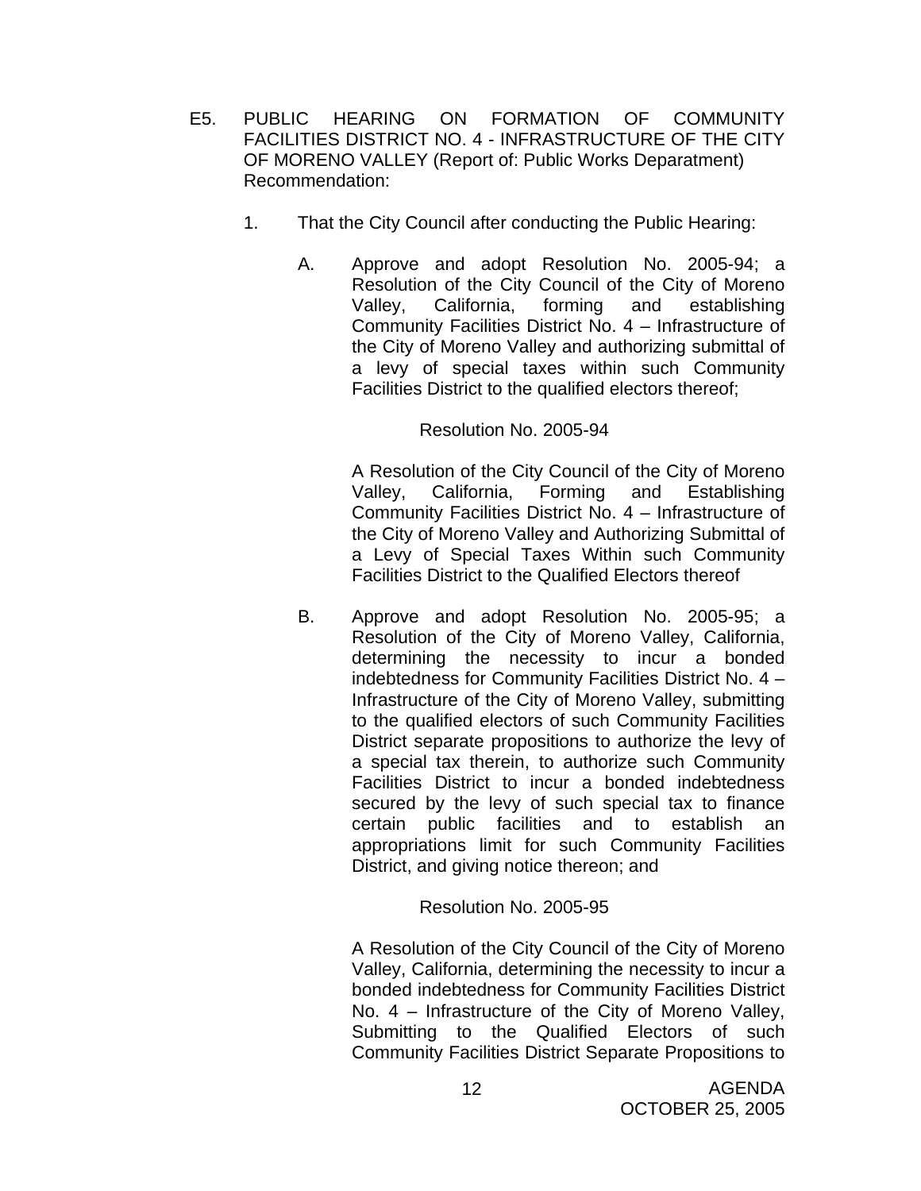E5. PUBLIC HEARING ON FORMATION OF COMMUNITY FACILITIES DISTRICT NO. 4 - INFRASTRUCTURE OF THE CITY OF MORENO VALLEY (Report of: Public Works Deparatment) Recommendation:

1. That the City Council after conducting the Public Hearing:

   A. Approve and adopt Resolution No. 2005-94; a Resolution of the City Council of the City of Moreno Valley, California, forming and establishing Community Facilities District No. 4 – Infrastructure of the City of Moreno Valley and authorizing submittal of a levy of special taxes within such Community Facilities District to the qualified electors thereof;

      Resolution No. 2005-94

      A Resolution of the City Council of the City of Moreno Valley, California, Forming and Establishing Community Facilities District No. 4 – Infrastructure of the City of Moreno Valley and Authorizing Submittal of a Levy of Special Taxes Within such Community Facilities District to the Qualified Electors thereof

   B. Approve and adopt Resolution No. 2005-95; a Resolution of the City of Moreno Valley, California, determining the necessity to incur a bonded indebtedness for Community Facilities District No. 4 – Infrastructure of the City of Moreno Valley, submitting to the qualified electors of such Community Facilities District separate propositions to authorize the levy of a special tax therein, to authorize such Community Facilities District to incur a bonded indebtedness secured by the levy of such special tax to finance certain public facilities and to establish an appropriations limit for such Community Facilities District, and giving notice thereon; and

      Resolution No. 2005-95

      A Resolution of the City Council of the City of Moreno Valley, California, determining the necessity to incur a bonded indebtedness for Community Facilities District No. 4 – Infrastructure of the City of Moreno Valley, Submitting to the Qualified Electors of such Community Facilities District Separate Propositions to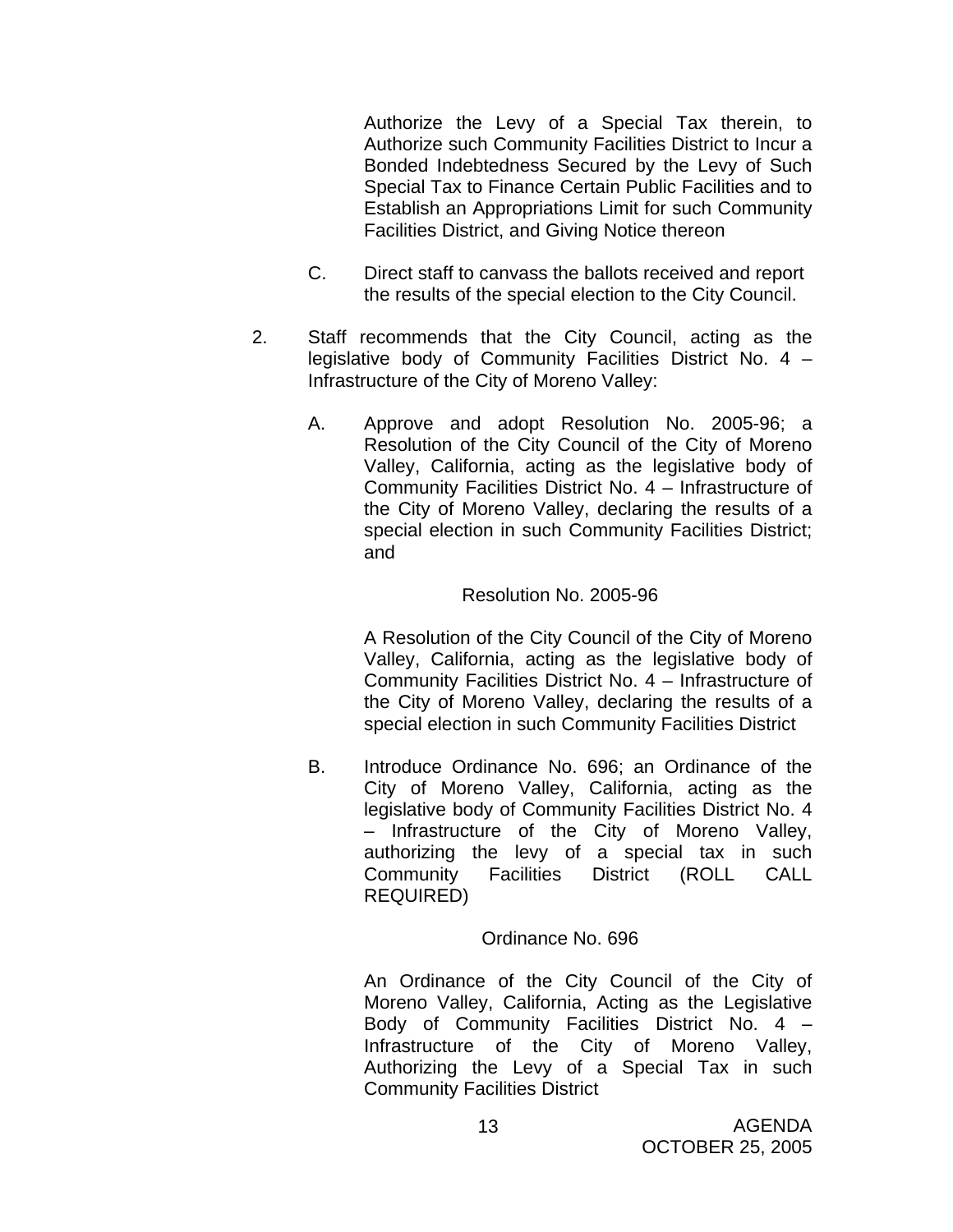Authorize the Levy of a Special Tax therein, to Authorize such Community Facilities District to Incur a Bonded Indebtedness Secured by the Levy of Such Special Tax to Finance Certain Public Facilities and to Establish an Appropriations Limit for such Community Facilities District, and Giving Notice thereon

C. Direct staff to canvass the ballots received and report the results of the special election to the City Council.

2. Staff recommends that the City Council, acting as the legislative body of Community Facilities District No. 4 – Infrastructure of the City of Moreno Valley:

A. Approve and adopt Resolution No. 2005-96; a Resolution of the City Council of the City of Moreno Valley, California, acting as the legislative body of Community Facilities District No. 4 – Infrastructure of the City of Moreno Valley, declaring the results of a special election in such Community Facilities District; and

Resolution No. 2005-96

A Resolution of the City Council of the City of Moreno Valley, California, acting as the legislative body of Community Facilities District No. 4 – Infrastructure of the City of Moreno Valley, declaring the results of a special election in such Community Facilities District

B. Introduce Ordinance No. 696; an Ordinance of the City of Moreno Valley, California, acting as the legislative body of Community Facilities District No. 4 – Infrastructure of the City of Moreno Valley, authorizing the levy of a special tax in such Community Facilities District (ROLL CALL REQUIRED)

Ordinance No. 696

An Ordinance of the City Council of the City of Moreno Valley, California, Acting as the Legislative Body of Community Facilities District No. 4 – Infrastructure of the City of Moreno Valley, Authorizing the Levy of a Special Tax in such Community Facilities District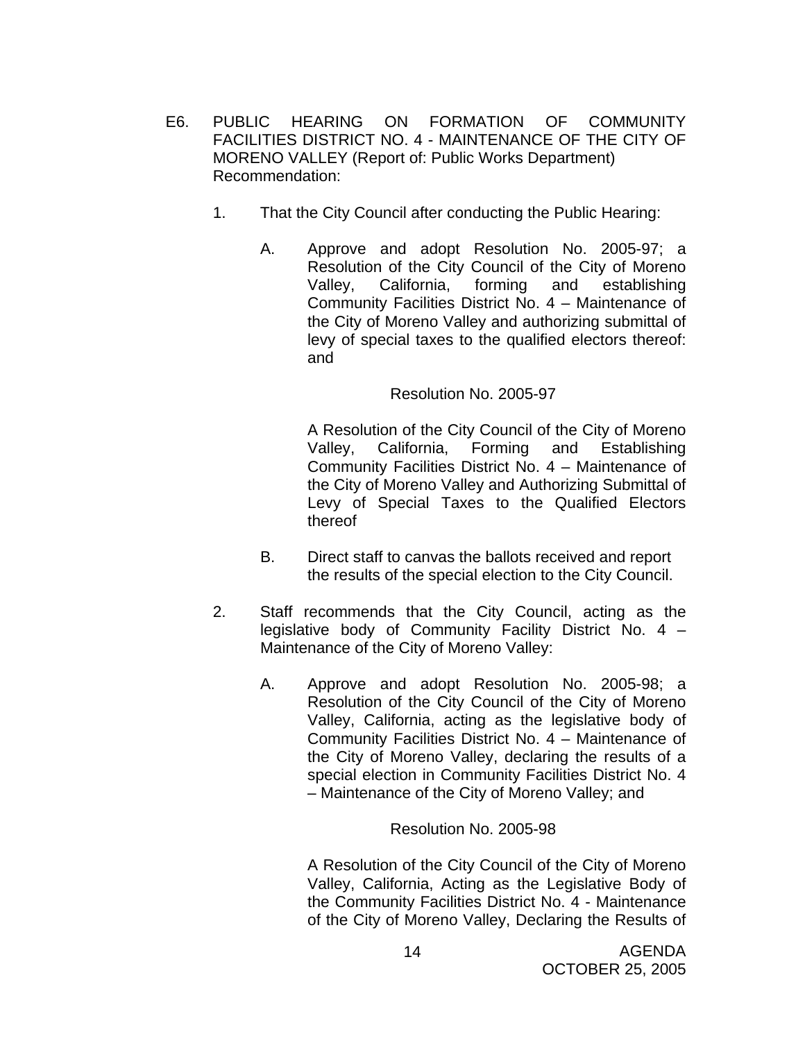E6. PUBLIC HEARING ON FORMATION OF COMMUNITY FACILITIES DISTRICT NO. 4 - MAINTENANCE OF THE CITY OF MORENO VALLEY (Report of: Public Works Department)
Recommendation:

1. That the City Council after conducting the Public Hearing:

   A. Approve and adopt Resolution No. 2005-97; a Resolution of the City Council of the City of Moreno Valley, California, forming and establishing Community Facilities District No. 4 – Maintenance of the City of Moreno Valley and authorizing submittal of levy of special taxes to the qualified electors thereof: and

      Resolution No. 2005-97

      A Resolution of the City Council of the City of Moreno Valley, California, Forming and Establishing Community Facilities District No. 4 – Maintenance of the City of Moreno Valley and Authorizing Submittal of Levy of Special Taxes to the Qualified Electors thereof

   B. Direct staff to canvas the ballots received and report the results of the special election to the City Council.

2. Staff recommends that the City Council, acting as the legislative body of Community Facility District No. 4 – Maintenance of the City of Moreno Valley:

   A. Approve and adopt Resolution No. 2005-98; a Resolution of the City Council of the City of Moreno Valley, California, acting as the legislative body of Community Facilities District No. 4 – Maintenance of the City of Moreno Valley, declaring the results of a special election in Community Facilities District No. 4 – Maintenance of the City of Moreno Valley; and

      Resolution No. 2005-98

      A Resolution of the City Council of the City of Moreno Valley, California, Acting as the Legislative Body of the Community Facilities District No. 4 - Maintenance of the City of Moreno Valley, Declaring the Results of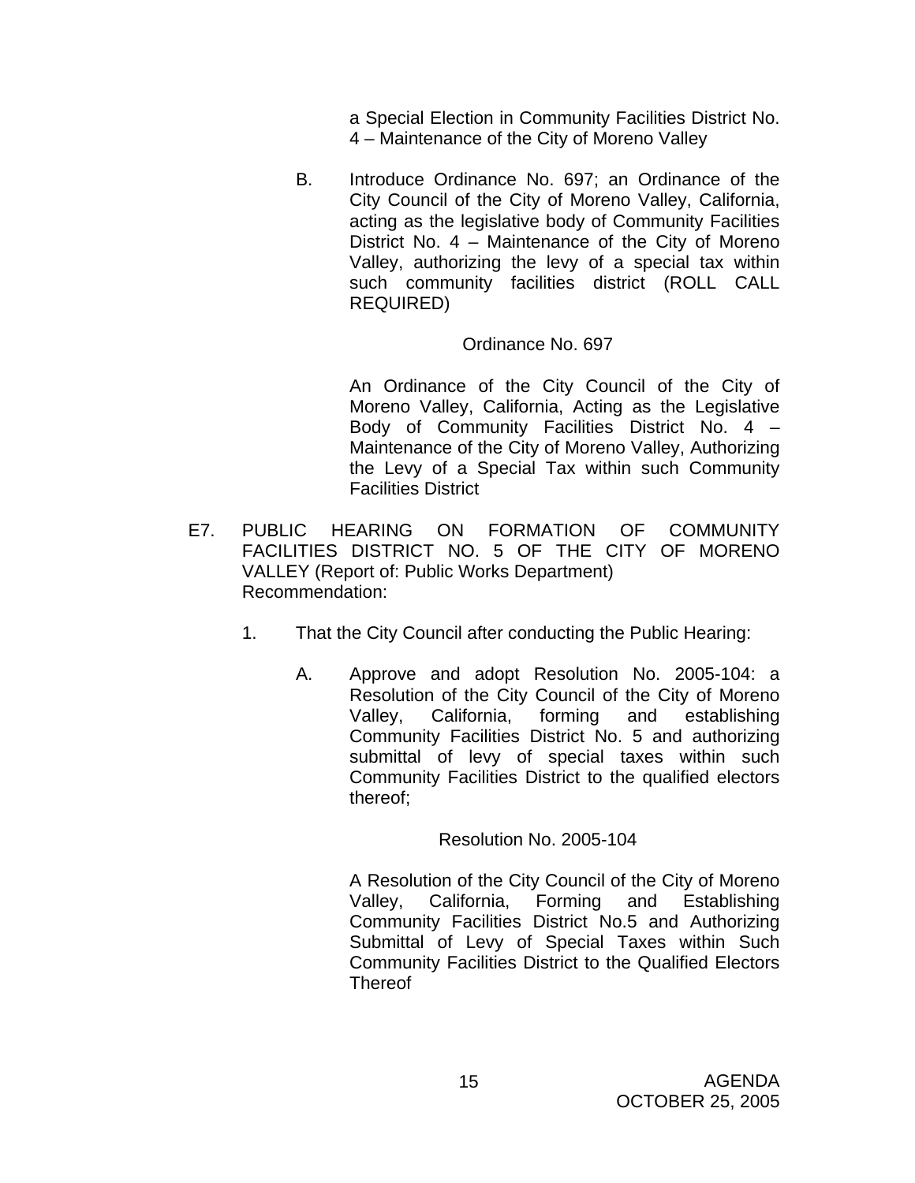a Special Election in Community Facilities District No. 4 – Maintenance of the City of Moreno Valley

B. Introduce Ordinance No. 697; an Ordinance of the City Council of the City of Moreno Valley, California, acting as the legislative body of Community Facilities District No. 4 – Maintenance of the City of Moreno Valley, authorizing the levy of a special tax within such community facilities district (ROLL CALL REQUIRED)

Ordinance No. 697

An Ordinance of the City Council of the City of Moreno Valley, California, Acting as the Legislative Body of Community Facilities District No. 4 – Maintenance of the City of Moreno Valley, Authorizing the Levy of a Special Tax within such Community Facilities District

E7. PUBLIC HEARING ON FORMATION OF COMMUNITY FACILITIES DISTRICT NO. 5 OF THE CITY OF MORENO VALLEY (Report of: Public Works Department)
Recommendation:

1. That the City Council after conducting the Public Hearing:

   A. Approve and adopt Resolution No. 2005-104: a Resolution of the City Council of the City of Moreno Valley, California, forming and establishing Community Facilities District No. 5 and authorizing submittal of levy of special taxes within such Community Facilities District to the qualified electors thereof;

   Resolution No. 2005-104

   A Resolution of the City Council of the City of Moreno Valley, California, Forming and Establishing Community Facilities District No.5 and Authorizing Submittal of Levy of Special Taxes within Such Community Facilities District to the Qualified Electors Thereof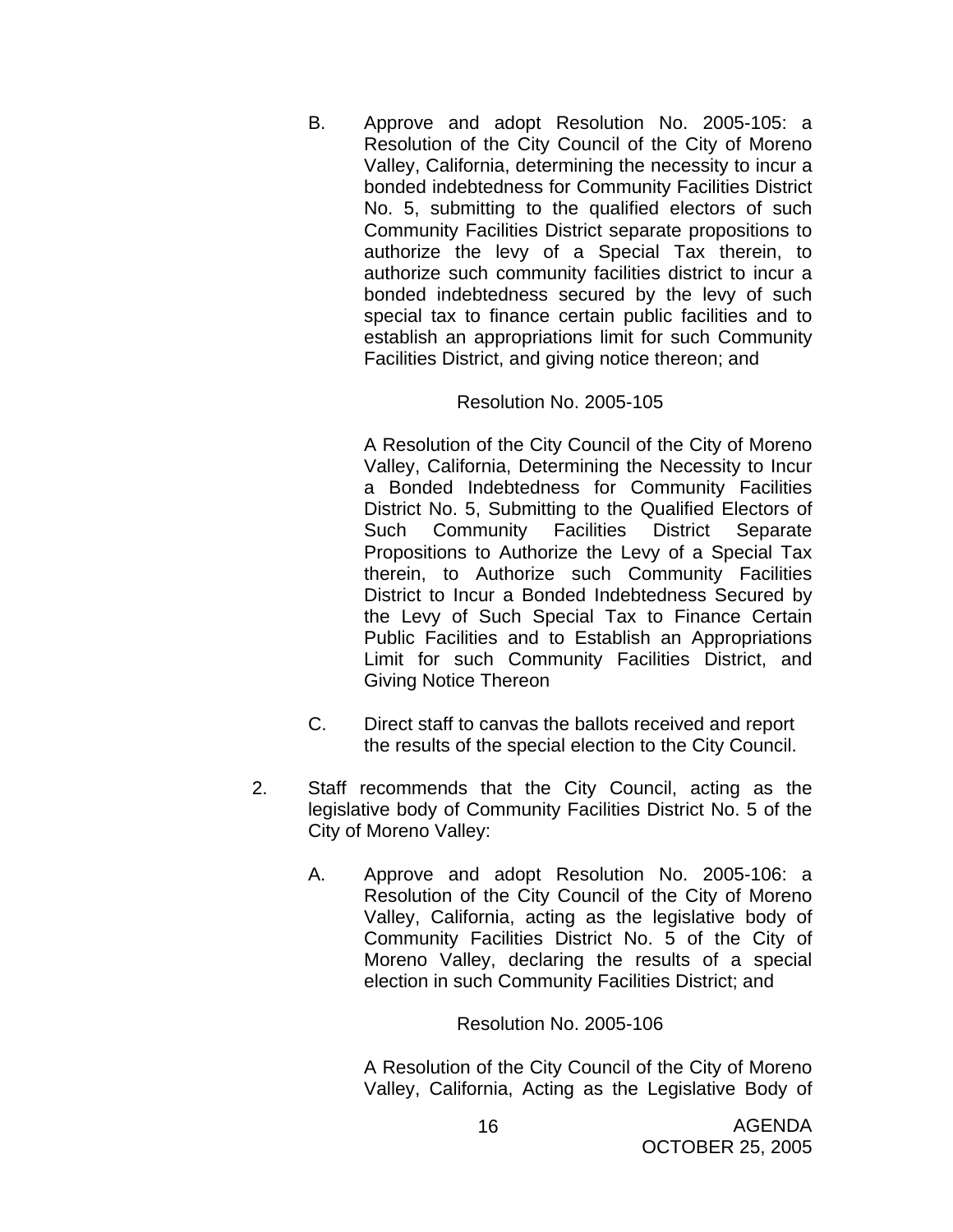B. Approve and adopt Resolution No. 2005-105: a Resolution of the City Council of the City of Moreno Valley, California, determining the necessity to incur a bonded indebtedness for Community Facilities District No. 5, submitting to the qualified electors of such Community Facilities District separate propositions to authorize the levy of a Special Tax therein, to authorize such community facilities district to incur a bonded indebtedness secured by the levy of such special tax to finance certain public facilities and to establish an appropriations limit for such Community Facilities District, and giving notice thereon; and

Resolution No. 2005-105

A Resolution of the City Council of the City of Moreno Valley, California, Determining the Necessity to Incur a Bonded Indebtedness for Community Facilities District No. 5, Submitting to the Qualified Electors of Such Community Facilities District Separate Propositions to Authorize the Levy of a Special Tax therein, to Authorize such Community Facilities District to Incur a Bonded Indebtedness Secured by the Levy of Such Special Tax to Finance Certain Public Facilities and to Establish an Appropriations Limit for such Community Facilities District, and Giving Notice Thereon

C. Direct staff to canvas the ballots received and report the results of the special election to the City Council.

2. Staff recommends that the City Council, acting as the legislative body of Community Facilities District No. 5 of the City of Moreno Valley:

A. Approve and adopt Resolution No. 2005-106: a Resolution of the City Council of the City of Moreno Valley, California, acting as the legislative body of Community Facilities District No. 5 of the City of Moreno Valley, declaring the results of a special election in such Community Facilities District; and

Resolution No. 2005-106

A Resolution of the City Council of the City of Moreno Valley, California, Acting as the Legislative Body of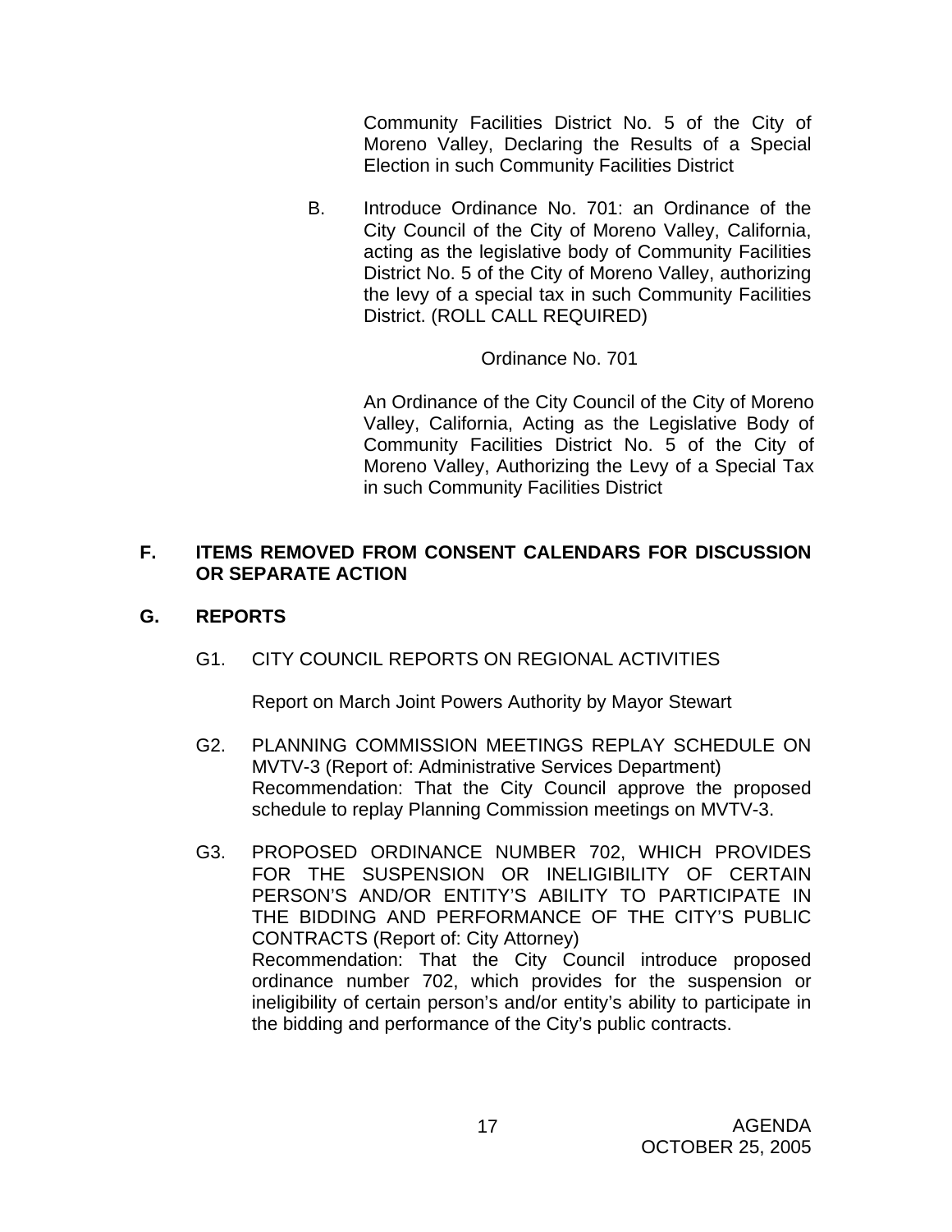Community Facilities District No. 5 of the City of Moreno Valley, Declaring the Results of a Special Election in such Community Facilities District

B. Introduce Ordinance No. 701: an Ordinance of the City Council of the City of Moreno Valley, California, acting as the legislative body of Community Facilities District No. 5 of the City of Moreno Valley, authorizing the levy of a special tax in such Community Facilities District. (ROLL CALL REQUIRED)

Ordinance No. 701

An Ordinance of the City Council of the City of Moreno Valley, California, Acting as the Legislative Body of Community Facilities District No. 5 of the City of Moreno Valley, Authorizing the Levy of a Special Tax in such Community Facilities District

## F. ITEMS REMOVED FROM CONSENT CALENDARS FOR DISCUSSION OR SEPARATE ACTION

## G. REPORTS

G1. CITY COUNCIL REPORTS ON REGIONAL ACTIVITIES

Report on March Joint Powers Authority by Mayor Stewart

G2. PLANNING COMMISSION MEETINGS REPLAY SCHEDULE ON MVTV-3 (Report of: Administrative Services Department)
Recommendation: That the City Council approve the proposed schedule to replay Planning Commission meetings on MVTV-3.

G3. PROPOSED ORDINANCE NUMBER 702, WHICH PROVIDES FOR THE SUSPENSION OR INELIGIBILITY OF CERTAIN PERSON'S AND/OR ENTITY'S ABILITY TO PARTICIPATE IN THE BIDDING AND PERFORMANCE OF THE CITY'S PUBLIC CONTRACTS (Report of: City Attorney)
Recommendation: That the City Council introduce proposed ordinance number 702, which provides for the suspension or ineligibility of certain person's and/or entity's ability to participate in the bidding and performance of the City's public contracts.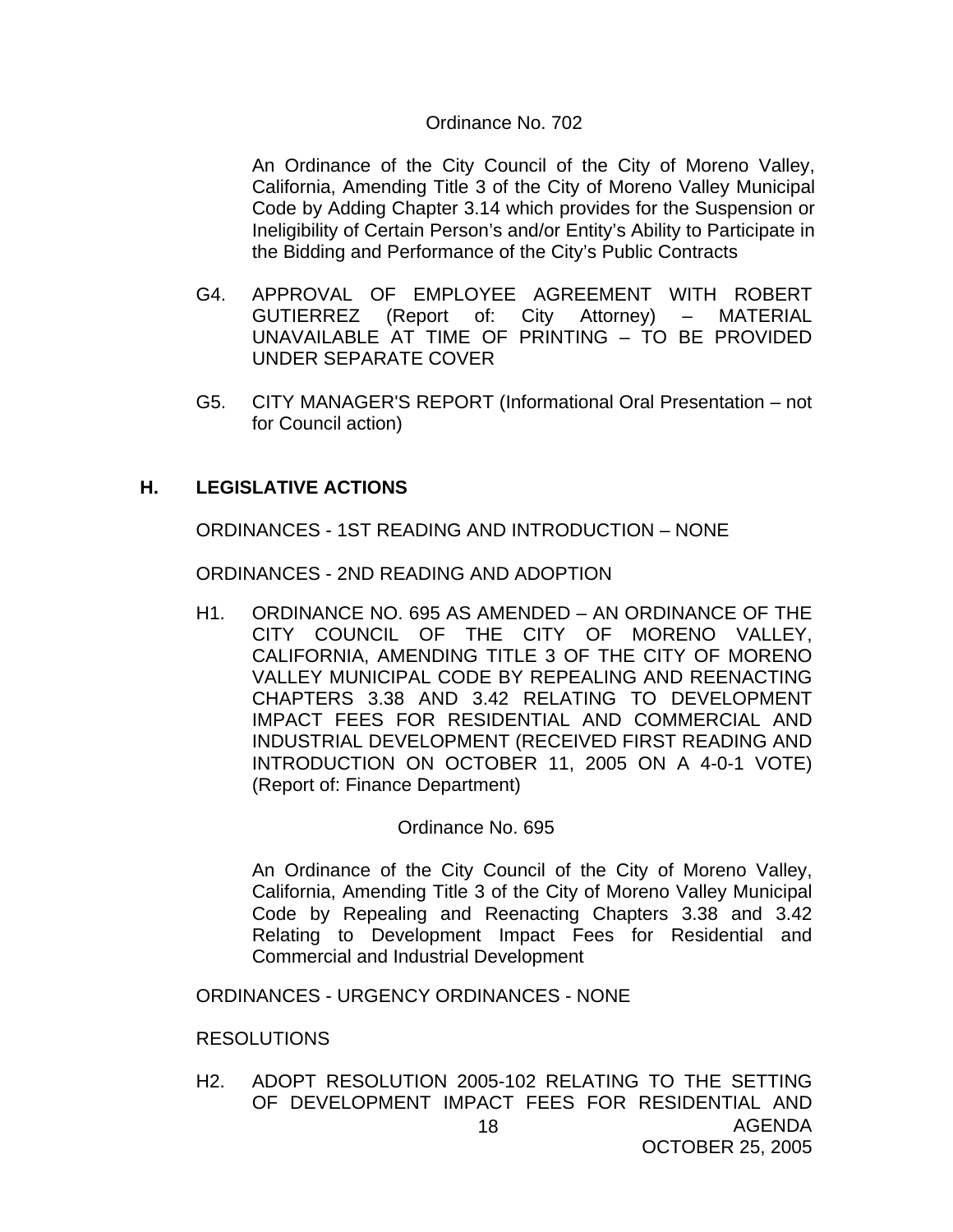Ordinance No. 702

An Ordinance of the City Council of the City of Moreno Valley, California, Amending Title 3 of the City of Moreno Valley Municipal Code by Adding Chapter 3.14 which provides for the Suspension or Ineligibility of Certain Person's and/or Entity's Ability to Participate in the Bidding and Performance of the City's Public Contracts

G4. APPROVAL OF EMPLOYEE AGREEMENT WITH ROBERT GUTIERREZ (Report of: City Attorney) – MATERIAL UNAVAILABLE AT TIME OF PRINTING – TO BE PROVIDED UNDER SEPARATE COVER

G5. CITY MANAGER'S REPORT (Informational Oral Presentation – not for Council action)

## H. LEGISLATIVE ACTIONS

ORDINANCES - 1ST READING AND INTRODUCTION – NONE

ORDINANCES - 2ND READING AND ADOPTION

H1. ORDINANCE NO. 695 AS AMENDED – AN ORDINANCE OF THE CITY COUNCIL OF THE CITY OF MORENO VALLEY, CALIFORNIA, AMENDING TITLE 3 OF THE CITY OF MORENO VALLEY MUNICIPAL CODE BY REPEALING AND REENACTING CHAPTERS 3.38 AND 3.42 RELATING TO DEVELOPMENT IMPACT FEES FOR RESIDENTIAL AND COMMERCIAL AND INDUSTRIAL DEVELOPMENT (RECEIVED FIRST READING AND INTRODUCTION ON OCTOBER 11, 2005 ON A 4-0-1 VOTE) (Report of: Finance Department)

Ordinance No. 695

An Ordinance of the City Council of the City of Moreno Valley, California, Amending Title 3 of the City of Moreno Valley Municipal Code by Repealing and Reenacting Chapters 3.38 and 3.42 Relating to Development Impact Fees for Residential and Commercial and Industrial Development

ORDINANCES - URGENCY ORDINANCES - NONE

RESOLUTIONS

H2. ADOPT RESOLUTION 2005-102 RELATING TO THE SETTING OF DEVELOPMENT IMPACT FEES FOR RESIDENTIAL AND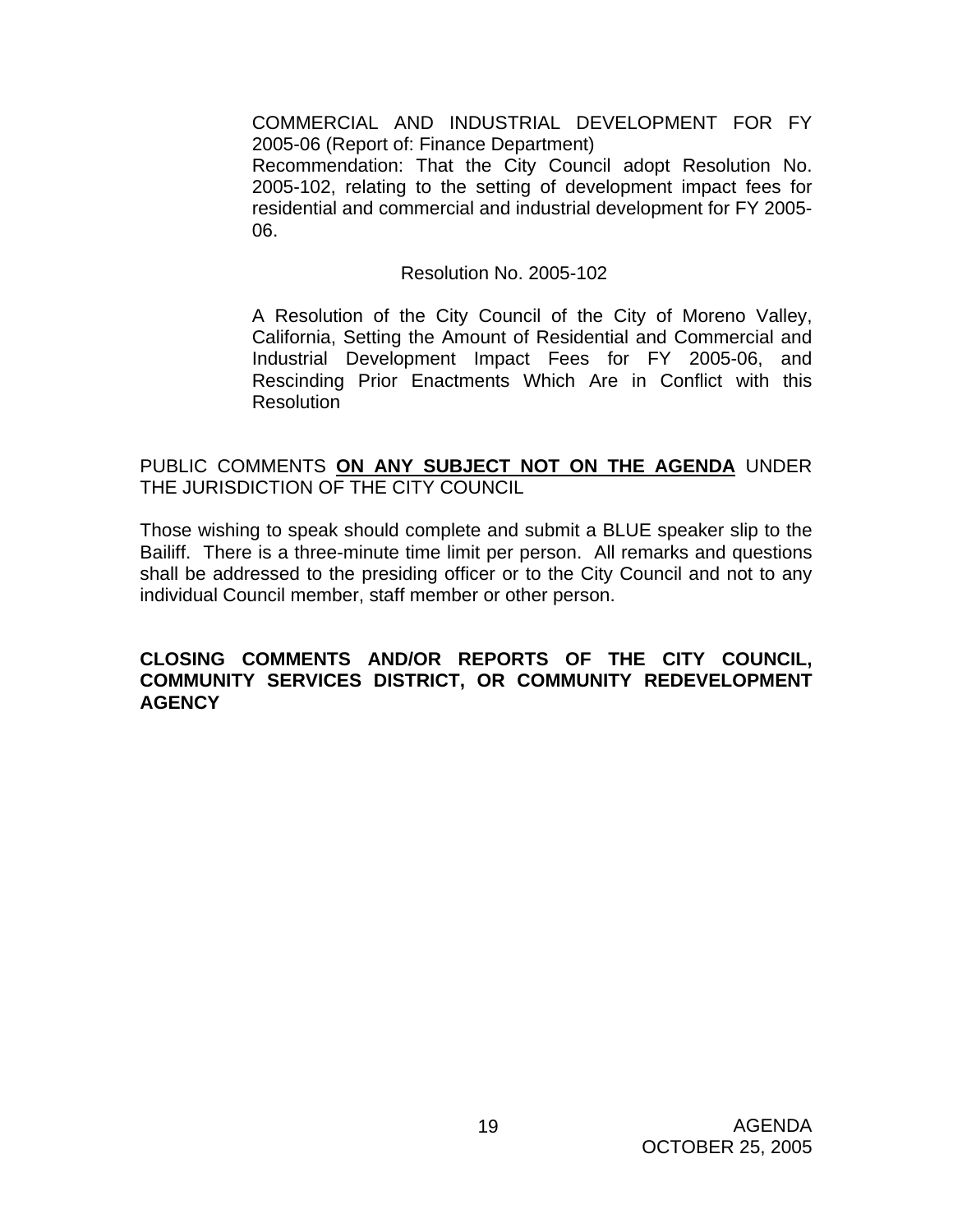COMMERCIAL AND INDUSTRIAL DEVELOPMENT FOR FY 2005-06 (Report of: Finance Department)

Recommendation: That the City Council adopt Resolution No. 2005-102, relating to the setting of development impact fees for residential and commercial and industrial development for FY 2005-06.

Resolution No. 2005-102

A Resolution of the City Council of the City of Moreno Valley, California, Setting the Amount of Residential and Commercial and Industrial Development Impact Fees for FY 2005-06, and Rescinding Prior Enactments Which Are in Conflict with this Resolution

PUBLIC COMMENTS **ON ANY SUBJECT NOT ON THE AGENDA** UNDER THE JURISDICTION OF THE CITY COUNCIL

Those wishing to speak should complete and submit a BLUE speaker slip to the Bailiff. There is a three-minute time limit per person. All remarks and questions shall be addressed to the presiding officer or to the City Council and not to any individual Council member, staff member or other person.

**CLOSING COMMENTS AND/OR REPORTS OF THE CITY COUNCIL, COMMUNITY SERVICES DISTRICT, OR COMMUNITY REDEVELOPMENT AGENCY**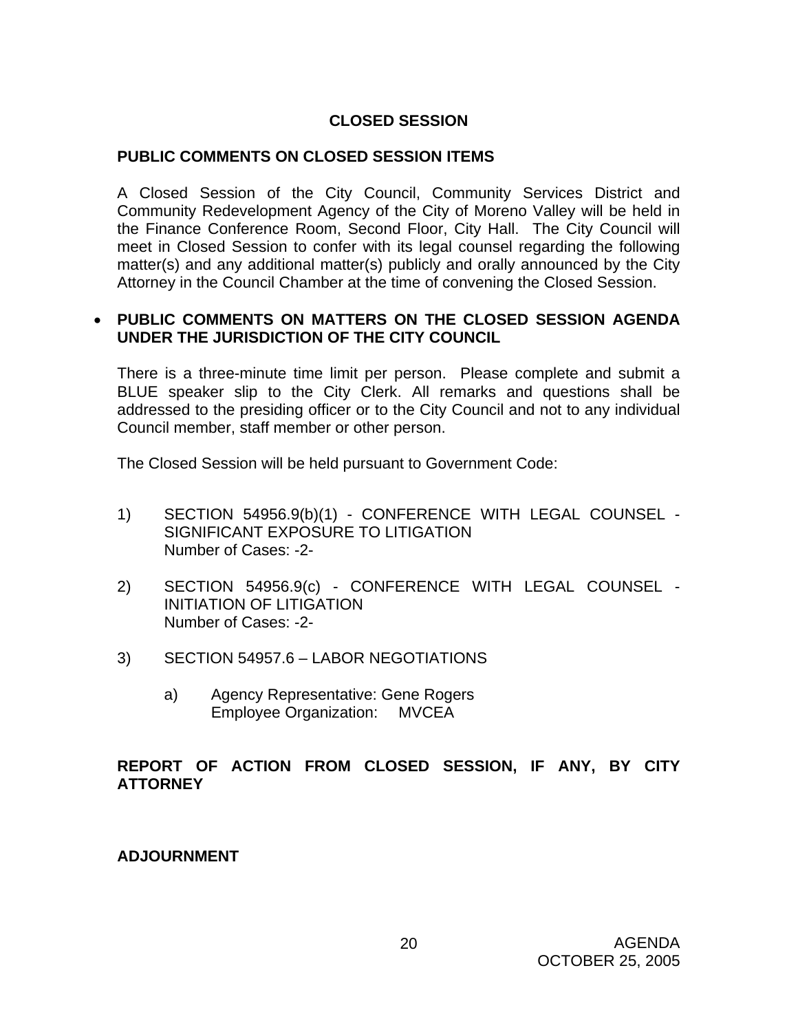## CLOSED SESSION

### PUBLIC COMMENTS ON CLOSED SESSION ITEMS

A Closed Session of the City Council, Community Services District and Community Redevelopment Agency of the City of Moreno Valley will be held in the Finance Conference Room, Second Floor, City Hall. The City Council will meet in Closed Session to confer with its legal counsel regarding the following matter(s) and any additional matter(s) publicly and orally announced by the City Attorney in the Council Chamber at the time of convening the Closed Session.

- **PUBLIC COMMENTS ON MATTERS ON THE CLOSED SESSION AGENDA UNDER THE JURISDICTION OF THE CITY COUNCIL**

There is a three-minute time limit per person. Please complete and submit a BLUE speaker slip to the City Clerk. All remarks and questions shall be addressed to the presiding officer or to the City Council and not to any individual Council member, staff member or other person.

The Closed Session will be held pursuant to Government Code:

1) SECTION 54956.9(b)(1) - CONFERENCE WITH LEGAL COUNSEL - SIGNIFICANT EXPOSURE TO LITIGATION
   Number of Cases: -2-

2) SECTION 54956.9(c) - CONFERENCE WITH LEGAL COUNSEL - INITIATION OF LITIGATION
   Number of Cases: -2-

3) SECTION 54957.6 – LABOR NEGOTIATIONS

   a) Agency Representative: Gene Rogers
      Employee Organization: MVCEA

### REPORT OF ACTION FROM CLOSED SESSION, IF ANY, BY CITY ATTORNEY

### ADJOURNMENT